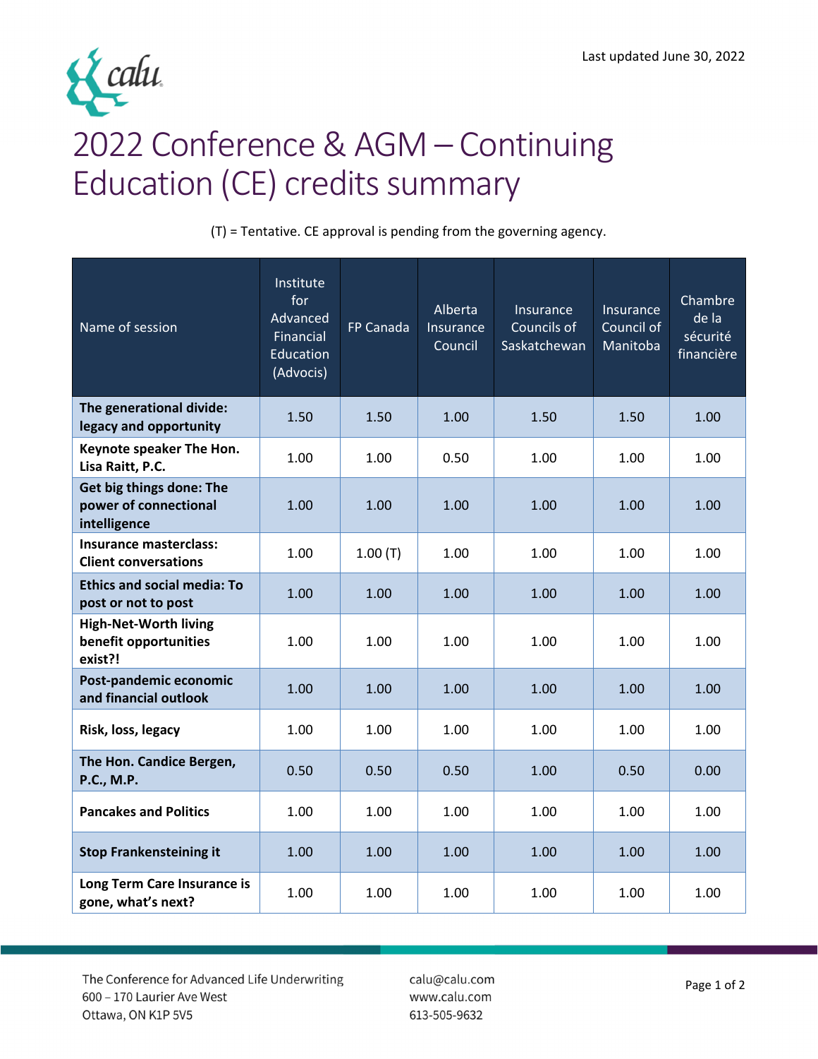Last updated June 30, 2022

# 2022 Conference & AGM – Continuing Education (CE) credits summary

(T) = Tentative. CE approval is pending from the governing agency.

| Name of session | Institute for Advanced Financial Education (Advocis) | FP Canada | Alberta Insurance Council | Insurance Councils of Saskatchewan | Insurance Council of Manitoba | Chambre de la sécurité financière |
|---|---|---|---|---|---|---|
| **The generational divide: legacy and opportunity** | 1.50 | 1.50 | 1.00 | 1.50 | 1.50 | 1.00 |
| **Keynote speaker The Hon. Lisa Raitt, P.C.** | 1.00 | 1.00 | 0.50 | 1.00 | 1.00 | 1.00 |
| **Get big things done: The power of connectional intelligence** | 1.00 | 1.00 | 1.00 | 1.00 | 1.00 | 1.00 |
| **Insurance masterclass: Client conversations** | 1.00 | 1.00 (T) | 1.00 | 1.00 | 1.00 | 1.00 |
| **Ethics and social media: To post or not to post** | 1.00 | 1.00 | 1.00 | 1.00 | 1.00 | 1.00 |
| **High-Net-Worth living benefit opportunities exist?!** | 1.00 | 1.00 | 1.00 | 1.00 | 1.00 | 1.00 |
| **Post-pandemic economic and financial outlook** | 1.00 | 1.00 | 1.00 | 1.00 | 1.00 | 1.00 |
| **Risk, loss, legacy** | 1.00 | 1.00 | 1.00 | 1.00 | 1.00 | 1.00 |
| **The Hon. Candice Bergen, P.C., M.P.** | 0.50 | 0.50 | 0.50 | 1.00 | 0.50 | 0.00 |
| **Pancakes and Politics** | 1.00 | 1.00 | 1.00 | 1.00 | 1.00 | 1.00 |
| **Stop Frankensteining it** | 1.00 | 1.00 | 1.00 | 1.00 | 1.00 | 1.00 |
| **Long Term Care Insurance is gone, what's next?** | 1.00 | 1.00 | 1.00 | 1.00 | 1.00 | 1.00 |

The Conference for Advanced Life Underwriting
600 – 170 Laurier Ave West
Ottawa, ON K1P 5V5

calu@calu.com
www.calu.com
613-505-9632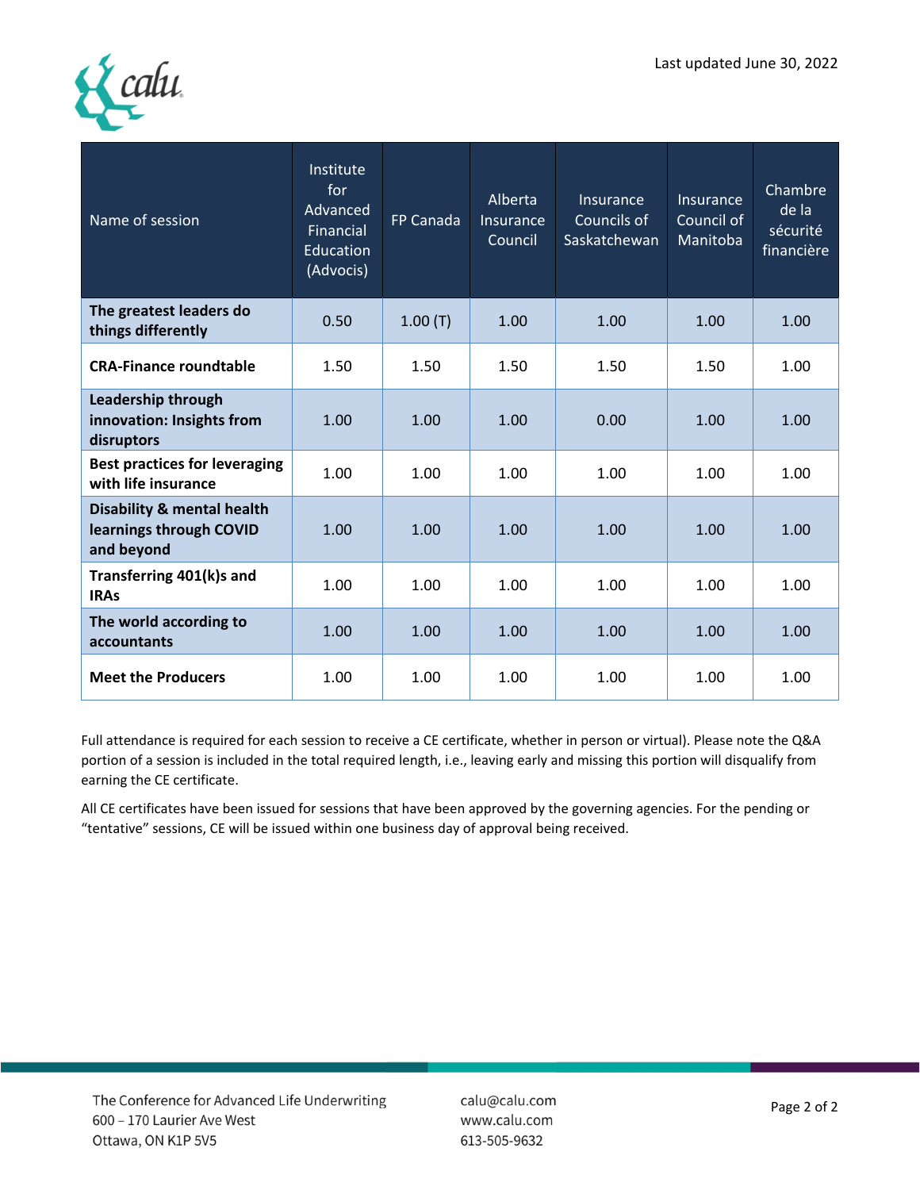| Name of session | Institute for Advanced Financial Education (Advocis) | FP Canada | Alberta Insurance Council | Insurance Councils of Saskatchewan | Insurance Council of Manitoba | Chambre de la sécurité financière |
|---|---|---|---|---|---|---|
| **The greatest leaders do things differently** | 0.50 | 1.00 (T) | 1.00 | 1.00 | 1.00 | 1.00 |
| **CRA-Finance roundtable** | 1.50 | 1.50 | 1.50 | 1.50 | 1.50 | 1.00 |
| **Leadership through innovation: Insights from disruptors** | 1.00 | 1.00 | 1.00 | 0.00 | 1.00 | 1.00 |
| **Best practices for leveraging with life insurance** | 1.00 | 1.00 | 1.00 | 1.00 | 1.00 | 1.00 |
| **Disability & mental health learnings through COVID and beyond** | 1.00 | 1.00 | 1.00 | 1.00 | 1.00 | 1.00 |
| **Transferring 401(k)s and IRAs** | 1.00 | 1.00 | 1.00 | 1.00 | 1.00 | 1.00 |
| **The world according to accountants** | 1.00 | 1.00 | 1.00 | 1.00 | 1.00 | 1.00 |
| **Meet the Producers** | 1.00 | 1.00 | 1.00 | 1.00 | 1.00 | 1.00 |

Full attendance is required for each session to receive a CE certificate, whether in person or virtual). Please note the Q&A portion of a session is included in the total required length, i.e., leaving early and missing this portion will disqualify from earning the CE certificate.

All CE certificates have been issued for sessions that have been approved by the governing agencies. For the pending or "tentative" sessions, CE will be issued within one business day of approval being received.